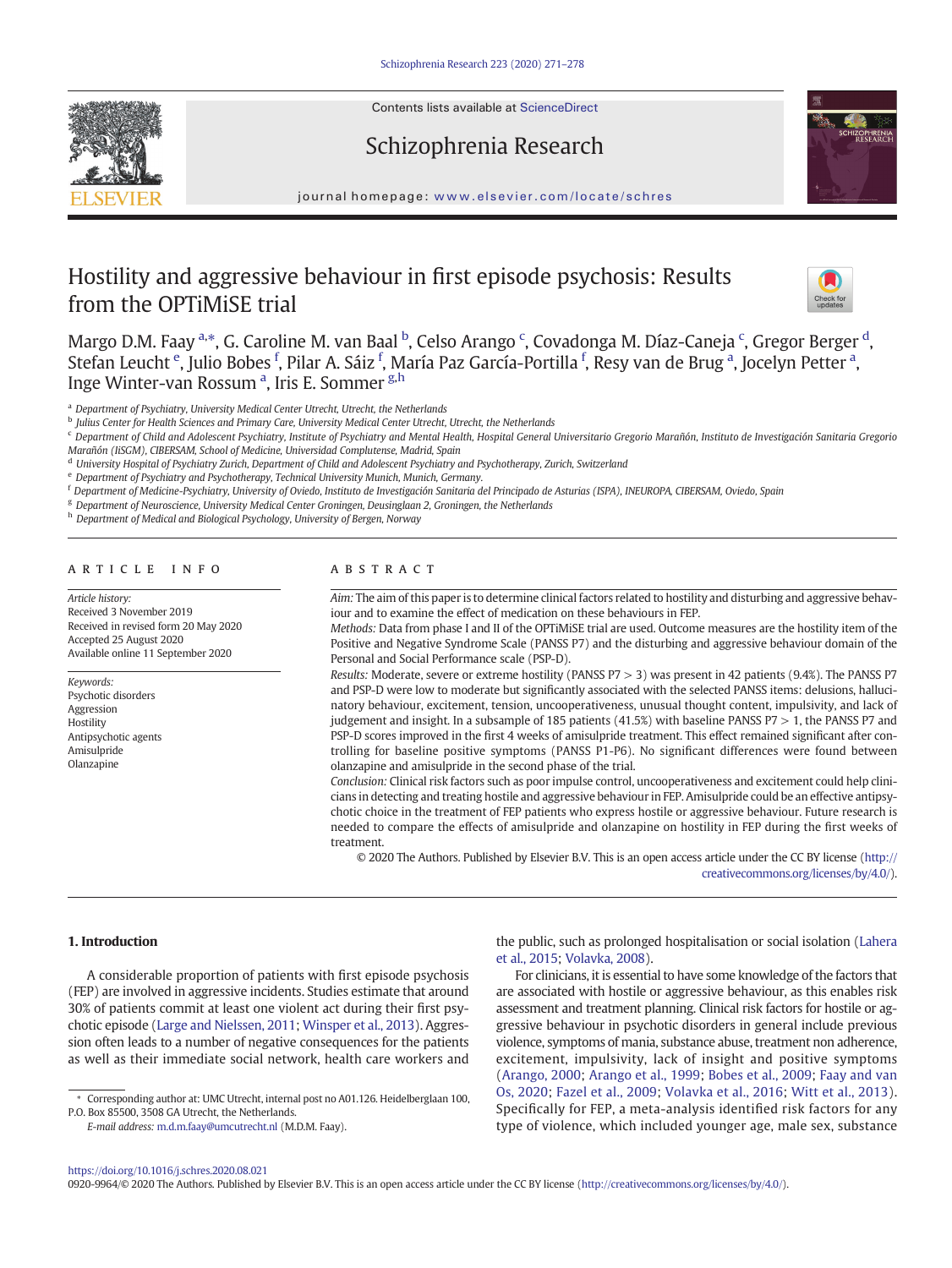# Hostility and aggressive behaviour in first episode psychosis: Results from the OPTiMiSE trial

Margo D.M. Faay [a,*], G. Caroline M. van Baal [b], Celso Arango [c], Covadonga M. Díaz-Caneja [c], Gregor Berger [d], Stefan Leucht [e], Julio Bobes [f], Pilar A. Sáiz [f], María Paz García-Portilla [f], Resy van de Brug [a], Jocelyn Petter [a], Inge Winter-van Rossum [a], Iris E. Sommer [g,h]

[a] Department of Psychiatry, University Medical Center Utrecht, Utrecht, the Netherlands
[b] Julius Center for Health Sciences and Primary Care, University Medical Center Utrecht, Utrecht, the Netherlands
[c] Department of Child and Adolescent Psychiatry, Institute of Psychiatry and Mental Health, Hospital General Universitario Gregorio Marañón, Instituto de Investigación Sanitaria Gregorio Marañón (IiSGM), CIBERSAM, School of Medicine, Universidad Complutense, Madrid, Spain
[d] University Hospital of Psychiatry Zurich, Department of Child and Adolescent Psychiatry and Psychotherapy, Zurich, Switzerland
[e] Department of Psychiatry and Psychotherapy, Technical University Munich, Munich, Germany.
[f] Department of Medicine-Psychiatry, University of Oviedo, Instituto de Investigación Sanitaria del Principado de Asturias (ISPA), INEUROPA, CIBERSAM, Oviedo, Spain
[g] Department of Neuroscience, University Medical Center Groningen, Deusinglaan 2, Groningen, the Netherlands
[h] Department of Medical and Biological Psychology, University of Bergen, Norway

## ARTICLE INFO

*Article history:*
Received 3 November 2019
Received in revised form 20 May 2020
Accepted 25 August 2020
Available online 11 September 2020

*Keywords:*
Psychotic disorders
Aggression
Hostility
Antipsychotic agents
Amisulpride
Olanzapine

## ABSTRACT

*Aim:* The aim of this paper is to determine clinical factors related to hostility and disturbing and aggressive behaviour and to examine the effect of medication on these behaviours in FEP.

*Methods:* Data from phase I and II of the OPTiMiSE trial are used. Outcome measures are the hostility item of the Positive and Negative Syndrome Scale (PANSS P7) and the disturbing and aggressive behaviour domain of the Personal and Social Performance scale (PSP-D).

*Results:* Moderate, severe or extreme hostility (PANSS P7 > 3) was present in 42 patients (9.4%). The PANSS P7 and PSP-D were low to moderate but significantly associated with the selected PANSS items: delusions, hallucinatory behaviour, excitement, tension, uncooperativeness, unusual thought content, impulsivity, and lack of judgement and insight. In a subsample of 185 patients (41.5%) with baseline PANSS P7 > 1, the PANSS P7 and PSP-D scores improved in the first 4 weeks of amisulpride treatment. This effect remained significant after controlling for baseline positive symptoms (PANSS P1-P6). No significant differences were found between olanzapine and amisulpride in the second phase of the trial.

*Conclusion:* Clinical risk factors such as poor impulse control, uncooperativeness and excitement could help clinicians in detecting and treating hostile and aggressive behaviour in FEP. Amisulpride could be an effective antipsychotic choice in the treatment of FEP patients who express hostile or aggressive behaviour. Future research is needed to compare the effects of amisulpride and olanzapine on hostility in FEP during the first weeks of treatment.

© 2020 The Authors. Published by Elsevier B.V. This is an open access article under the CC BY license (http://creativecommons.org/licenses/by/4.0/).

## 1. Introduction

A considerable proportion of patients with first episode psychosis (FEP) are involved in aggressive incidents. Studies estimate that around 30% of patients commit at least one violent act during their first psychotic episode (Large and Nielssen, 2011; Winsper et al., 2013). Aggression often leads to a number of negative consequences for the patients as well as their immediate social network, health care workers and the public, such as prolonged hospitalisation or social isolation (Lahera et al., 2015; Volavka, 2008).

For clinicians, it is essential to have some knowledge of the factors that are associated with hostile or aggressive behaviour, as this enables risk assessment and treatment planning. Clinical risk factors for hostile or aggressive behaviour in psychotic disorders in general include previous violence, symptoms of mania, substance abuse, treatment non adherence, excitement, impulsivity, lack of insight and positive symptoms (Arango, 2000; Arango et al., 1999; Bobes et al., 2009; Faay and van Os, 2020; Fazel et al., 2009; Volavka et al., 2016; Witt et al., 2013). Specifically for FEP, a meta-analysis identified risk factors for any type of violence, which included younger age, male sex, substance

\* Corresponding author at: UMC Utrecht, internal post no A01.126. Heidelberglaan 100, P.O. Box 85500, 3508 GA Utrecht, the Netherlands.
*E-mail address:* m.d.m.faay@umcutrecht.nl (M.D.M. Faay).

https://doi.org/10.1016/j.schres.2020.08.021
0920-9964/© 2020 The Authors. Published by Elsevier B.V. This is an open access article under the CC BY license (http://creativecommons.org/licenses/by/4.0/).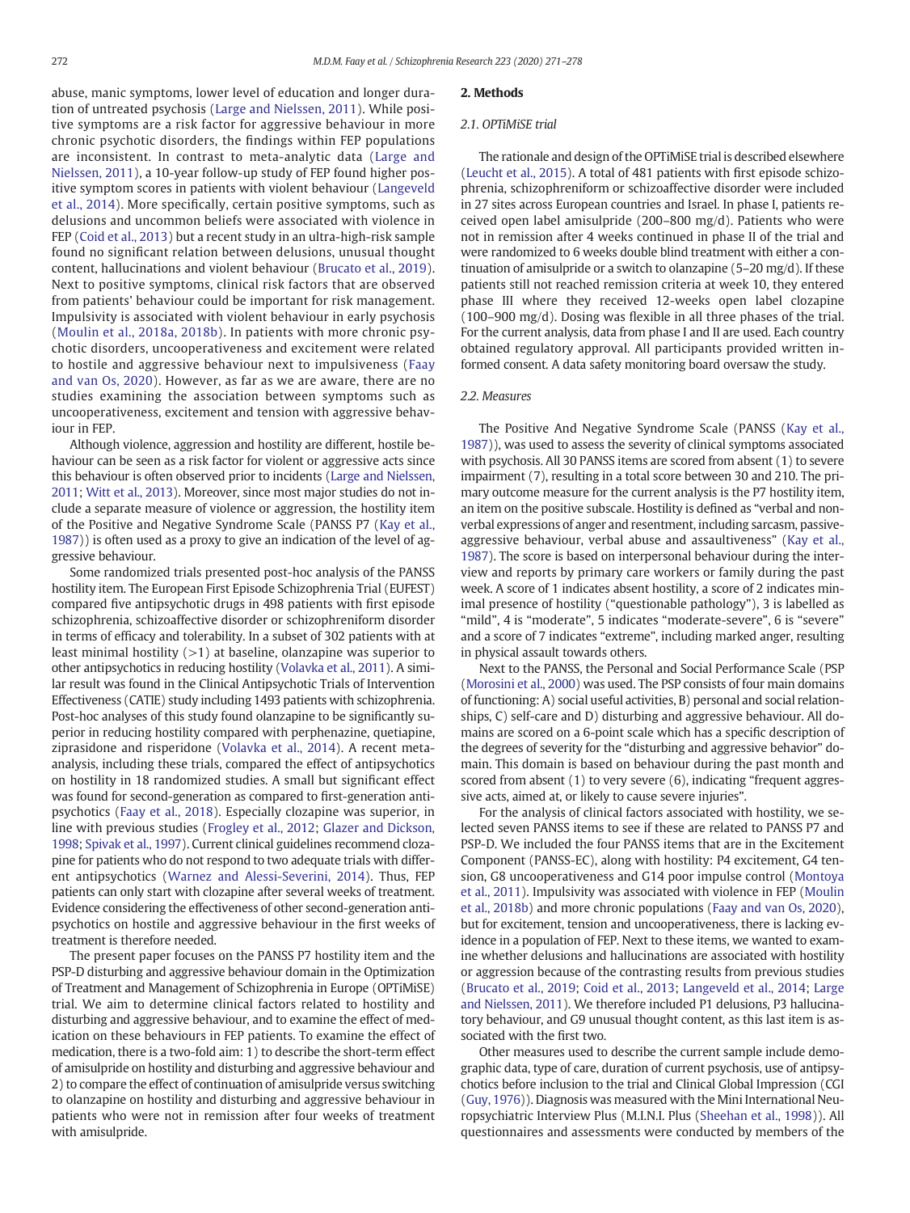abuse, manic symptoms, lower level of education and longer duration of untreated psychosis (Large and Nielssen, 2011). While positive symptoms are a risk factor for aggressive behaviour in more chronic psychotic disorders, the findings within FEP populations are inconsistent. In contrast to meta-analytic data (Large and Nielssen, 2011), a 10-year follow-up study of FEP found higher positive symptom scores in patients with violent behaviour (Langeveld et al., 2014). More specifically, certain positive symptoms, such as delusions and uncommon beliefs were associated with violence in FEP (Coid et al., 2013) but a recent study in an ultra-high-risk sample found no significant relation between delusions, unusual thought content, hallucinations and violent behaviour (Brucato et al., 2019). Next to positive symptoms, clinical risk factors that are observed from patients' behaviour could be important for risk management. Impulsivity is associated with violent behaviour in early psychosis (Moulin et al., 2018a, 2018b). In patients with more chronic psychotic disorders, uncooperativeness and excitement were related to hostile and aggressive behaviour next to impulsiveness (Faay and van Os, 2020). However, as far as we are aware, there are no studies examining the association between symptoms such as uncooperativeness, excitement and tension with aggressive behaviour in FEP.

Although violence, aggression and hostility are different, hostile behaviour can be seen as a risk factor for violent or aggressive acts since this behaviour is often observed prior to incidents (Large and Nielssen, 2011; Witt et al., 2013). Moreover, since most major studies do not include a separate measure of violence or aggression, the hostility item of the Positive and Negative Syndrome Scale (PANSS P7 (Kay et al., 1987)) is often used as a proxy to give an indication of the level of aggressive behaviour.

Some randomized trials presented post-hoc analysis of the PANSS hostility item. The European First Episode Schizophrenia Trial (EUFEST) compared five antipsychotic drugs in 498 patients with first episode schizophrenia, schizoaffective disorder or schizophreniform disorder in terms of efficacy and tolerability. In a subset of 302 patients with at least minimal hostility (>1) at baseline, olanzapine was superior to other antipsychotics in reducing hostility (Volavka et al., 2011). A similar result was found in the Clinical Antipsychotic Trials of Intervention Effectiveness (CATIE) study including 1493 patients with schizophrenia. Post-hoc analyses of this study found olanzapine to be significantly superior in reducing hostility compared with perphenazine, quetiapine, ziprasidone and risperidone (Volavka et al., 2014). A recent meta-analysis, including these trials, compared the effect of antipsychotics on hostility in 18 randomized studies. A small but significant effect was found for second-generation as compared to first-generation antipsychotics (Faay et al., 2018). Especially clozapine was superior, in line with previous studies (Frogley et al., 2012; Glazer and Dickson, 1998; Spivak et al., 1997). Current clinical guidelines recommend clozapine for patients who do not respond to two adequate trials with different antipsychotics (Warnez and Alessi-Severini, 2014). Thus, FEP patients can only start with clozapine after several weeks of treatment. Evidence considering the effectiveness of other second-generation antipsychotics on hostile and aggressive behaviour in the first weeks of treatment is therefore needed.

The present paper focuses on the PANSS P7 hostility item and the PSP-D disturbing and aggressive behaviour domain in the Optimization of Treatment and Management of Schizophrenia in Europe (OPTiMiSE) trial. We aim to determine clinical factors related to hostility and disturbing and aggressive behaviour, and to examine the effect of medication on these behaviours in FEP patients. To examine the effect of medication, there is a two-fold aim: 1) to describe the short-term effect of amisulpride on hostility and disturbing and aggressive behaviour and 2) to compare the effect of continuation of amisulpride versus switching to olanzapine on hostility and disturbing and aggressive behaviour in patients who were not in remission after four weeks of treatment with amisulpride.

## 2. Methods

### 2.1. OPTiMiSE trial

The rationale and design of the OPTiMiSE trial is described elsewhere (Leucht et al., 2015). A total of 481 patients with first episode schizophrenia, schizophreniform or schizoaffective disorder were included in 27 sites across European countries and Israel. In phase I, patients received open label amisulpride (200–800 mg/d). Patients who were not in remission after 4 weeks continued in phase II of the trial and were randomized to 6 weeks double blind treatment with either a continuation of amisulpride or a switch to olanzapine (5–20 mg/d). If these patients still not reached remission criteria at week 10, they entered phase III where they received 12-weeks open label clozapine (100–900 mg/d). Dosing was flexible in all three phases of the trial. For the current analysis, data from phase I and II are used. Each country obtained regulatory approval. All participants provided written informed consent. A data safety monitoring board oversaw the study.

### 2.2. Measures

The Positive And Negative Syndrome Scale (PANSS (Kay et al., 1987)), was used to assess the severity of clinical symptoms associated with psychosis. All 30 PANSS items are scored from absent (1) to severe impairment (7), resulting in a total score between 30 and 210. The primary outcome measure for the current analysis is the P7 hostility item, an item on the positive subscale. Hostility is defined as "verbal and nonverbal expressions of anger and resentment, including sarcasm, passive-aggressive behaviour, verbal abuse and assaultiveness" (Kay et al., 1987). The score is based on interpersonal behaviour during the interview and reports by primary care workers or family during the past week. A score of 1 indicates absent hostility, a score of 2 indicates minimal presence of hostility ("questionable pathology"), 3 is labelled as "mild", 4 is "moderate", 5 indicates "moderate-severe", 6 is "severe" and a score of 7 indicates "extreme", including marked anger, resulting in physical assault towards others.

Next to the PANSS, the Personal and Social Performance Scale (PSP (Morosini et al., 2000) was used. The PSP consists of four main domains of functioning: A) social useful activities, B) personal and social relationships, C) self-care and D) disturbing and aggressive behaviour. All domains are scored on a 6-point scale which has a specific description of the degrees of severity for the "disturbing and aggressive behavior" domain. This domain is based on behaviour during the past month and scored from absent (1) to very severe (6), indicating "frequent aggressive acts, aimed at, or likely to cause severe injuries".

For the analysis of clinical factors associated with hostility, we selected seven PANSS items to see if these are related to PANSS P7 and PSP-D. We included the four PANSS items that are in the Excitement Component (PANSS-EC), along with hostility: P4 excitement, G4 tension, G8 uncooperativeness and G14 poor impulse control (Montoya et al., 2011). Impulsivity was associated with violence in FEP (Moulin et al., 2018b) and more chronic populations (Faay and van Os, 2020), but for excitement, tension and uncooperativeness, there is lacking evidence in a population of FEP. Next to these items, we wanted to examine whether delusions and hallucinations are associated with hostility or aggression because of the contrasting results from previous studies (Brucato et al., 2019; Coid et al., 2013; Langeveld et al., 2014; Large and Nielssen, 2011). We therefore included P1 delusions, P3 hallucinatory behaviour, and G9 unusual thought content, as this last item is associated with the first two.

Other measures used to describe the current sample include demographic data, type of care, duration of current psychosis, use of antipsychotics before inclusion to the trial and Clinical Global Impression (CGI (Guy, 1976)). Diagnosis was measured with the Mini International Neuropsychiatric Interview Plus (M.I.N.I. Plus (Sheehan et al., 1998)). All questionnaires and assessments were conducted by members of the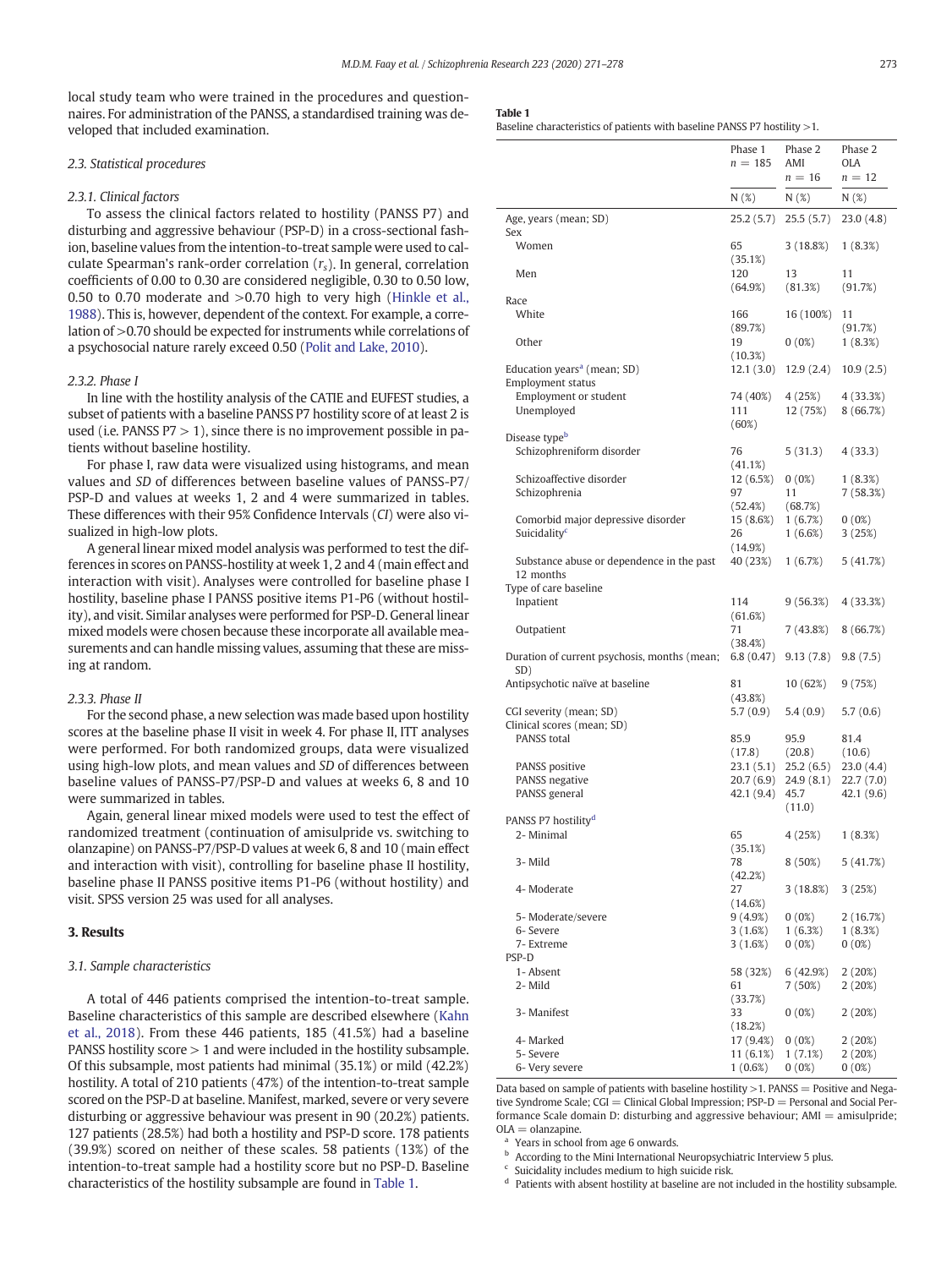local study team who were trained in the procedures and questionnaires. For administration of the PANSS, a standardised training was developed that included examination.

### 2.3. Statistical procedures

#### 2.3.1. Clinical factors

To assess the clinical factors related to hostility (PANSS P7) and disturbing and aggressive behaviour (PSP-D) in a cross-sectional fashion, baseline values from the intention-to-treat sample were used to calculate Spearman's rank-order correlation ($r_s$). In general, correlation coefficients of 0.00 to 0.30 are considered negligible, 0.30 to 0.50 low, 0.50 to 0.70 moderate and >0.70 high to very high (Hinkle et al., 1988). This is, however, dependent of the context. For example, a correlation of >0.70 should be expected for instruments while correlations of a psychosocial nature rarely exceed 0.50 (Polit and Lake, 2010).

#### 2.3.2. Phase I

In line with the hostility analysis of the CATIE and EUFEST studies, a subset of patients with a baseline PANSS P7 hostility score of at least 2 is used (i.e. PANSS P7 > 1), since there is no improvement possible in patients without baseline hostility.

For phase I, raw data were visualized using histograms, and mean values and *SD* of differences between baseline values of PANSS-P7/PSP-D and values at weeks 1, 2 and 4 were summarized in tables. These differences with their 95% Confidence Intervals (*CI*) were also visualized in high-low plots.

A general linear mixed model analysis was performed to test the differences in scores on PANSS-hostility at week 1, 2 and 4 (main effect and interaction with visit). Analyses were controlled for baseline phase I hostility, baseline phase I PANSS positive items P1-P6 (without hostility), and visit. Similar analyses were performed for PSP-D. General linear mixed models were chosen because these incorporate all available measurements and can handle missing values, assuming that these are missing at random.

#### 2.3.3. Phase II

For the second phase, a new selection was made based upon hostility scores at the baseline phase II visit in week 4. For phase II, ITT analyses were performed. For both randomized groups, data were visualized using high-low plots, and mean values and *SD* of differences between baseline values of PANSS-P7/PSP-D and values at weeks 6, 8 and 10 were summarized in tables.

Again, general linear mixed models were used to test the effect of randomized treatment (continuation of amisulpride vs. switching to olanzapine) on PANSS-P7/PSP-D values at week 6, 8 and 10 (main effect and interaction with visit), controlling for baseline phase II hostility, baseline phase II PANSS positive items P1-P6 (without hostility) and visit. SPSS version 25 was used for all analyses.

## 3. Results

### 3.1. Sample characteristics

A total of 446 patients comprised the intention-to-treat sample. Baseline characteristics of this sample are described elsewhere (Kahn et al., 2018). From these 446 patients, 185 (41.5%) had a baseline PANSS hostility score > 1 and were included in the hostility subsample. Of this subsample, most patients had minimal (35.1%) or mild (42.2%) hostility. A total of 210 patients (47%) of the intention-to-treat sample scored on the PSP-D at baseline. Manifest, marked, severe or very severe disturbing or aggressive behaviour was present in 90 (20.2%) patients. 127 patients (28.5%) had both a hostility and PSP-D score. 178 patients (39.9%) scored on neither of these scales. 58 patients (13%) of the intention-to-treat sample had a hostility score but no PSP-D. Baseline characteristics of the hostility subsample are found in Table 1.

**Table 1**
Baseline characteristics of patients with baseline PANSS P7 hostility >1.

| | Phase 1 $n = 185$ | Phase 2 AMI $n = 16$ | Phase 2 OLA $n = 12$ |
|---|---|---|---|
| | N (%) | N (%) | N (%) |
| Age, years (mean; SD) | 25.2 (5.7) | 25.5 (5.7) | 23.0 (4.8) |
| Sex | | | |
| Women | 65 (35.1%) | 3 (18.8%) | 1 (8.3%) |
| Men | 120 (64.9%) | 13 (81.3%) | 11 (91.7%) |
| Race | | | |
| White | 166 (89.7%) | 16 (100%) | 11 (91.7%) |
| Other | 19 (10.3%) | 0 (0%) | 1 (8.3%) |
| Education years[a] (mean; SD) | 12.1 (3.0) | 12.9 (2.4) | 10.9 (2.5) |
| Employment status | | | |
| Employment or student | 74 (40%) | 4 (25%) | 4 (33.3%) |
| Unemployed | 111 (60%) | 12 (75%) | 8 (66.7%) |
| Disease type[b] | | | |
| Schizophreniform disorder | 76 (41.1%) | 5 (31.3) | 4 (33.3) |
| Schizoaffective disorder | 12 (6.5%) | 0 (0%) | 1 (8.3%) |
| Schizophrenia | 97 (52.4%) | 11 (68.7%) | 7 (58.3%) |
| Comorbid major depressive disorder | 15 (8.6%) | 1 (6.7%) | 0 (0%) |
| Suicidality[c] | 26 (14.9%) | 1 (6.6%) | 3 (25%) |
| Substance abuse or dependence in the past 12 months | 40 (23%) | 1 (6.7%) | 5 (41.7%) |
| Type of care baseline | | | |
| Inpatient | 114 (61.6%) | 9 (56.3%) | 4 (33.3%) |
| Outpatient | 71 (38.4%) | 7 (43.8%) | 8 (66.7%) |
| Duration of current psychosis, months (mean; SD) | 6.8 (0.47) | 9.13 (7.8) | 9.8 (7.5) |
| Antipsychotic naïve at baseline | 81 (43.8%) | 10 (62%) | 9 (75%) |
| CGI severity (mean; SD) | 5.7 (0.9) | 5.4 (0.9) | 5.7 (0.6) |
| Clinical scores (mean; SD) | | | |
| PANSS total | 85.9 (17.8) | 95.9 (20.8) | 81.4 (10.6) |
| PANSS positive | 23.1 (5.1) | 25.2 (6.5) | 23.0 (4.4) |
| PANSS negative | 20.7 (6.9) | 24.9 (8.1) | 22.7 (7.0) |
| PANSS general | 42.1 (9.4) | 45.7 (11.0) | 42.1 (9.6) |
| PANSS P7 hostility[d] | | | |
| 2- Minimal | 65 (35.1%) | 4 (25%) | 1 (8.3%) |
| 3- Mild | 78 (42.2%) | 8 (50%) | 5 (41.7%) |
| 4- Moderate | 27 (14.6%) | 3 (18.8%) | 3 (25%) |
| 5- Moderate/severe | 9 (4.9%) | 0 (0%) | 2 (16.7%) |
| 6- Severe | 3 (1.6%) | 1 (6.3%) | 1 (8.3%) |
| 7- Extreme | 3 (1.6%) | 0 (0%) | 0 (0%) |
| PSP-D | | | |
| 1- Absent | 58 (32%) | 6 (42.9%) | 2 (20%) |
| 2- Mild | 61 (33.7%) | 7 (50%) | 2 (20%) |
| 3- Manifest | 33 (18.2%) | 0 (0%) | 2 (20%) |
| 4- Marked | 17 (9.4%) | 0 (0%) | 2 (20%) |
| 5- Severe | 11 (6.1%) | 1 (7.1%) | 2 (20%) |
| 6- Very severe | 1 (0.6%) | 0 (0%) | 0 (0%) |

Data based on sample of patients with baseline hostility >1. PANSS = Positive and Negative Syndrome Scale; CGI = Clinical Global Impression; PSP-D = Personal and Social Performance Scale domain D: disturbing and aggressive behaviour; AMI = amisulpride; OLA = olanzapine.

[a] Years in school from age 6 onwards.
[b] According to the Mini International Neuropsychiatric Interview 5 plus.
[c] Suicidality includes medium to high suicide risk.
[d] Patients with absent hostility at baseline are not included in the hostility subsample.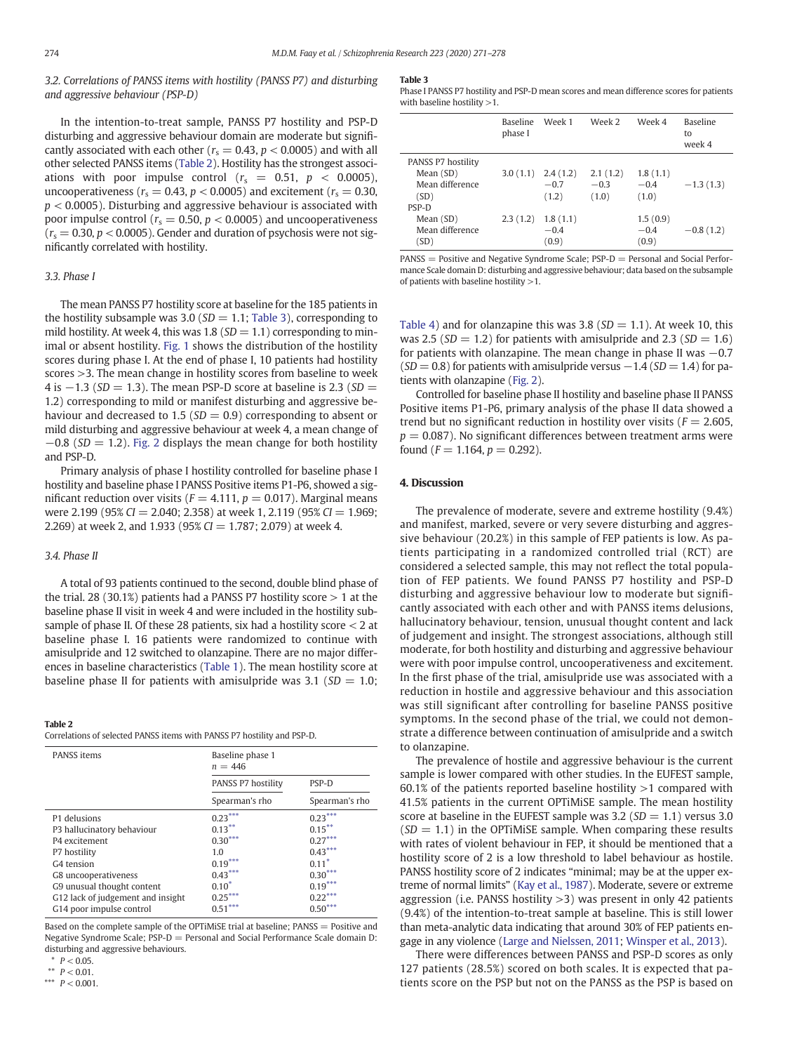### 3.2. Correlations of PANSS items with hostility (PANSS P7) and disturbing and aggressive behaviour (PSP-D)

In the intention-to-treat sample, PANSS P7 hostility and PSP-D disturbing and aggressive behaviour domain are moderate but significantly associated with each other ($r_s = 0.43$, $p < 0.0005$) and with all other selected PANSS items (Table 2). Hostility has the strongest associations with poor impulse control ($r_s = 0.51$, $p < 0.0005$), uncooperativeness ($r_s = 0.43$, $p < 0.0005$) and excitement ($r_s = 0.30$, $p < 0.0005$). Disturbing and aggressive behaviour is associated with poor impulse control ($r_s = 0.50$, $p < 0.0005$) and uncooperativeness ($r_s = 0.30$, $p < 0.0005$). Gender and duration of psychosis were not significantly correlated with hostility.

### 3.3. Phase I

The mean PANSS P7 hostility score at baseline for the 185 patients in the hostility subsample was 3.0 ($SD = 1.1$; Table 3), corresponding to mild hostility. At week 4, this was 1.8 ($SD = 1.1$) corresponding to minimal or absent hostility. Fig. 1 shows the distribution of the hostility scores during phase I. At the end of phase I, 10 patients had hostility scores >3. The mean change in hostility scores from baseline to week 4 is −1.3 ($SD = 1.3$). The mean PSP-D score at baseline is 2.3 ($SD = 1.2$) corresponding to mild or manifest disturbing and aggressive behaviour and decreased to 1.5 ($SD = 0.9$) corresponding to absent or mild disturbing and aggressive behaviour at week 4, a mean change of −0.8 ($SD = 1.2$). Fig. 2 displays the mean change for both hostility and PSP-D.

Primary analysis of phase I hostility controlled for baseline phase I hostility and baseline phase I PANSS Positive items P1-P6, showed a significant reduction over visits ($F = 4.111$, $p = 0.017$). Marginal means were 2.199 (95% $CI = 2.040$; 2.358) at week 1, 2.119 (95% $CI = 1.969$; 2.269) at week 2, and 1.933 (95% $CI = 1.787$; 2.079) at week 4.

### 3.4. Phase II

A total of 93 patients continued to the second, double blind phase of the trial. 28 (30.1%) patients had a PANSS P7 hostility score > 1 at the baseline phase II visit in week 4 and were included in the hostility subsample of phase II. Of these 28 patients, six had a hostility score < 2 at baseline phase I. 16 patients were randomized to continue with amisulpride and 12 switched to olanzapine. There are no major differences in baseline characteristics (Table 1). The mean hostility score at baseline phase II for patients with amisulpride was 3.1 ($SD = 1.0$; Table 4) and for olanzapine this was 3.8 ($SD = 1.1$). At week 10, this was 2.5 ($SD = 1.2$) for patients with amisulpride and 2.3 ($SD = 1.6$) for patients with olanzapine. The mean change in phase II was −0.7 ($SD = 0.8$) for patients with amisulpride versus −1.4 ($SD = 1.4$) for patients with olanzapine (Fig. 2).

Controlled for baseline phase II hostility and baseline phase II PANSS Positive items P1-P6, primary analysis of the phase II data showed a trend but no significant reduction in hostility over visits ($F = 2.605$, $p = 0.087$). No significant differences between treatment arms were found ($F = 1.164$, $p = 0.292$).

**Table 2**
Correlations of selected PANSS items with PANSS P7 hostility and PSP-D.

| PANSS items | Baseline phase 1 $n = 446$ | |
|---|---|---|
| | PANSS P7 hostility | PSP-D |
| | Spearman's rho | Spearman's rho |
| P1 delusions | 0.23*** | 0.23*** |
| P3 hallucinatory behaviour | 0.13** | 0.15** |
| P4 excitement | 0.30*** | 0.27*** |
| P7 hostility | 1.0 | 0.43*** |
| G4 tension | 0.19*** | 0.11* |
| G8 uncooperativeness | 0.43*** | 0.30*** |
| G9 unusual thought content | 0.10* | 0.19*** |
| G12 lack of judgement and insight | 0.25*** | 0.22*** |
| G14 poor impulse control | 0.51*** | 0.50*** |

Based on the complete sample of the OPTiMiSE trial at baseline; PANSS = Positive and Negative Syndrome Scale; PSP-D = Personal and Social Performance Scale domain D: disturbing and aggressive behaviours.

\* $P < 0.05$.
\*\* $P < 0.01$.
\*\*\* $P < 0.001$.

**Table 3**
Phase I PANSS P7 hostility and PSP-D mean scores and mean difference scores for patients with baseline hostility >1.

| | Baseline phase I | Week 1 | Week 2 | Week 4 | Baseline to week 4 |
|---|---|---|---|---|---|
| PANSS P7 hostility | | | | | |
| Mean (SD) | 3.0 (1.1) | 2.4 (1.2) | 2.1 (1.2) | 1.8 (1.1) | |
| Mean difference (SD) | | −0.7 (1.2) | −0.3 (1.0) | −0.4 (1.0) | −1.3 (1.3) |
| PSP-D | | | | | |
| Mean (SD) | 2.3 (1.2) | 1.8 (1.1) | | 1.5 (0.9) | |
| Mean difference (SD) | | −0.4 (0.9) | | −0.4 (0.9) | −0.8 (1.2) |

PANSS = Positive and Negative Syndrome Scale; PSP-D = Personal and Social Performance Scale domain D: disturbing and aggressive behaviour; data based on the subsample of patients with baseline hostility >1.

## 4. Discussion

The prevalence of moderate, severe and extreme hostility (9.4%) and manifest, marked, severe or very severe disturbing and aggressive behaviour (20.2%) in this sample of FEP patients is low. As patients participating in a randomized controlled trial (RCT) are considered a selected sample, this may not reflect the total population of FEP patients. We found PANSS P7 hostility and PSP-D disturbing and aggressive behaviour low to moderate but significantly associated with each other and with PANSS items delusions, hallucinatory behaviour, tension, unusual thought content and lack of judgement and insight. The strongest associations, although still moderate, for both hostility and disturbing and aggressive behaviour were with poor impulse control, uncooperativeness and excitement. In the first phase of the trial, amisulpride use was associated with a reduction in hostile and aggressive behaviour and this association was still significant after controlling for baseline PANSS positive symptoms. In the second phase of the trial, we could not demonstrate a difference between continuation of amisulpride and a switch to olanzapine.

The prevalence of hostile and aggressive behaviour is the current sample is lower compared with other studies. In the EUFEST sample, 60.1% of the patients reported baseline hostility >1 compared with 41.5% patients in the current OPTiMiSE sample. The mean hostility score at baseline in the EUFEST sample was 3.2 ($SD = 1.1$) versus 3.0 ($SD = 1.1$) in the OPTiMiSE sample. When comparing these results with rates of violent behaviour in FEP, it should be mentioned that a hostility score of 2 is a low threshold to label behaviour as hostile. PANSS hostility score of 2 indicates "minimal; may be at the upper extreme of normal limits" (Kay et al., 1987). Moderate, severe or extreme aggression (i.e. PANSS hostility >3) was present in only 42 patients (9.4%) of the intention-to-treat sample at baseline. This is still lower than meta-analytic data indicating that around 30% of FEP patients engage in any violence (Large and Nielssen, 2011; Winsper et al., 2013).

There were differences between PANSS and PSP-D scores as only 127 patients (28.5%) scored on both scales. It is expected that patients score on the PSP but not on the PANSS as the PSP is based on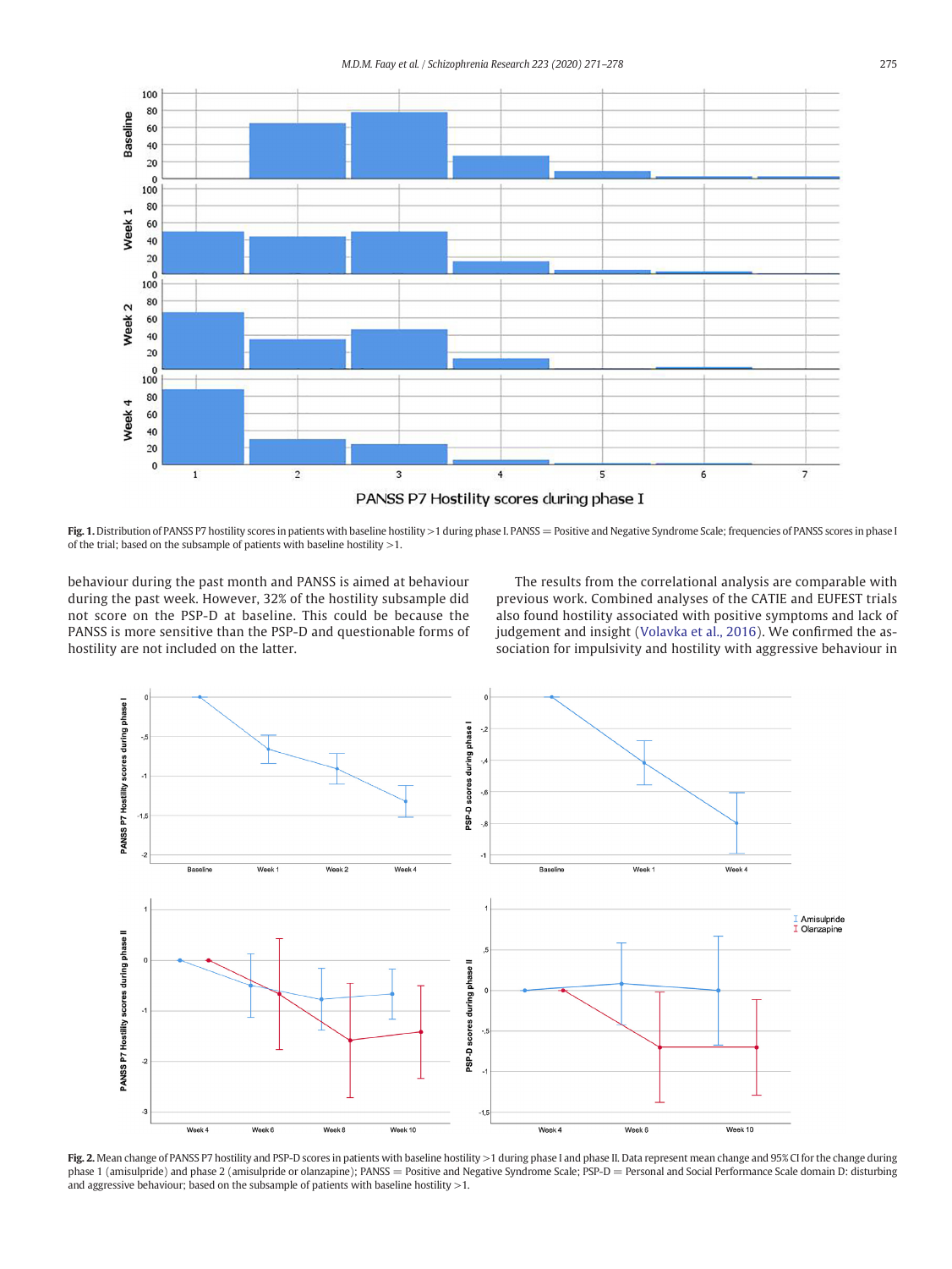**Fig. 1.** Distribution of PANSS P7 hostility scores in patients with baseline hostility >1 during phase I. PANSS = Positive and Negative Syndrome Scale; frequencies of PANSS scores in phase I of the trial; based on the subsample of patients with baseline hostility >1.

behaviour during the past month and PANSS is aimed at behaviour during the past week. However, 32% of the hostility subsample did not score on the PSP-D at baseline. This could be because the PANSS is more sensitive than the PSP-D and questionable forms of hostility are not included on the latter.

The results from the correlational analysis are comparable with previous work. Combined analyses of the CATIE and EUFEST trials also found hostility associated with positive symptoms and lack of judgement and insight (Volavka et al., 2016). We confirmed the association for impulsivity and hostility with aggressive behaviour in

**Fig. 2.** Mean change of PANSS P7 hostility and PSP-D scores in patients with baseline hostility >1 during phase I and phase II. Data represent mean change and 95% CI for the change during phase 1 (amisulpride) and phase 2 (amisulpride or olanzapine); PANSS = Positive and Negative Syndrome Scale; PSP-D = Personal and Social Performance Scale domain D: disturbing and aggressive behaviour; based on the subsample of patients with baseline hostility >1.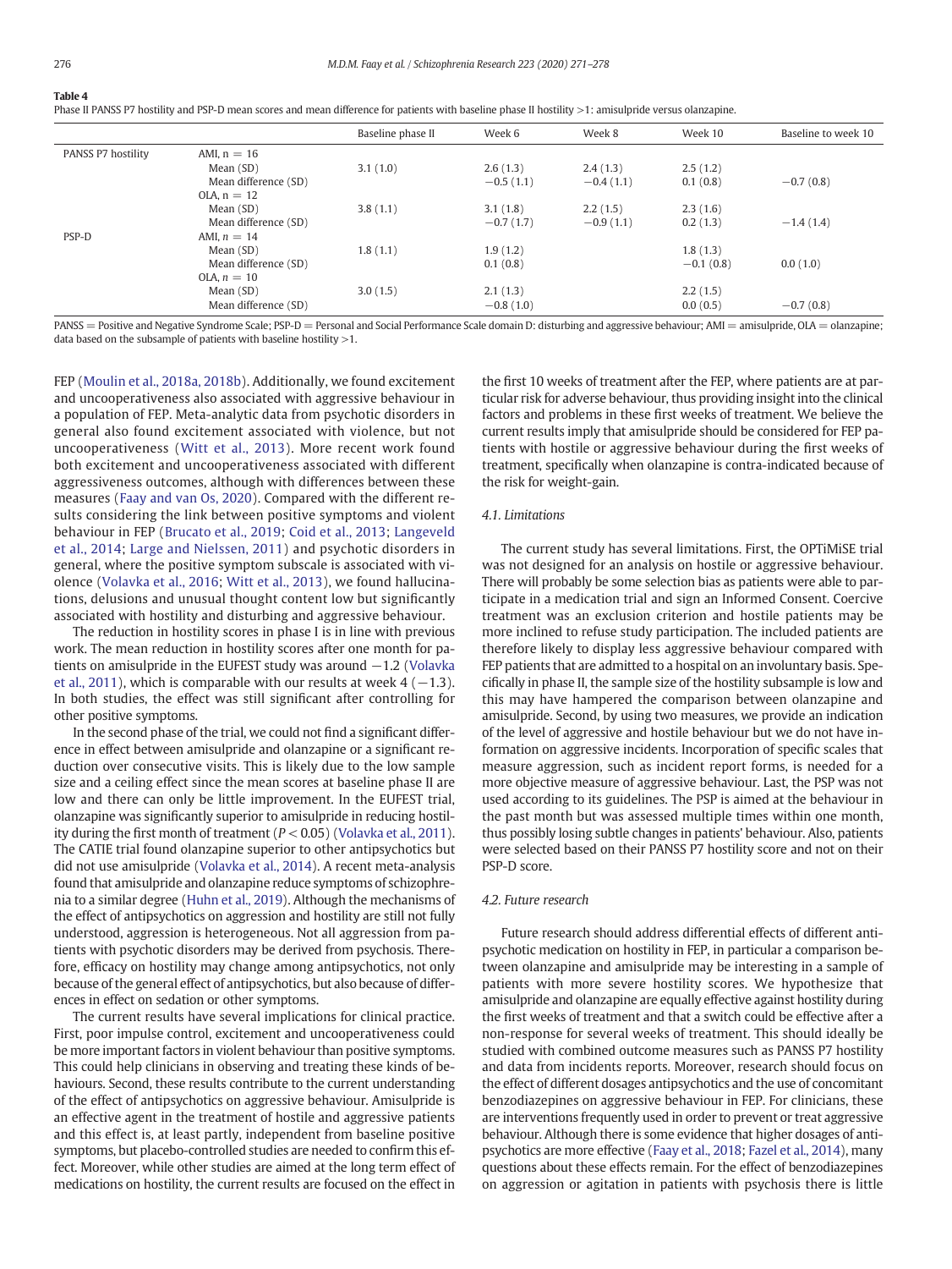**Table 4**
Phase II PANSS P7 hostility and PSP-D mean scores and mean difference for patients with baseline phase II hostility >1: amisulpride versus olanzapine.

| | | Baseline phase II | Week 6 | Week 8 | Week 10 | Baseline to week 10 |
|---|---|---|---|---|---|---|
| PANSS P7 hostility | AMI, n = 16 | | | | | |
| | Mean (SD) | 3.1 (1.0) | 2.6 (1.3) | 2.4 (1.3) | 2.5 (1.2) | |
| | Mean difference (SD) | | −0.5 (1.1) | −0.4 (1.1) | 0.1 (0.8) | −0.7 (0.8) |
| | OLA, n = 12 | | | | | |
| | Mean (SD) | 3.8 (1.1) | 3.1 (1.8) | 2.2 (1.5) | 2.3 (1.6) | |
| | Mean difference (SD) | | −0.7 (1.7) | −0.9 (1.1) | 0.2 (1.3) | −1.4 (1.4) |
| PSP-D | AMI, n = 14 | | | | | |
| | Mean (SD) | 1.8 (1.1) | 1.9 (1.2) | | 1.8 (1.3) | |
| | Mean difference (SD) | | 0.1 (0.8) | | −0.1 (0.8) | 0.0 (1.0) |
| | OLA, n = 10 | | | | | |
| | Mean (SD) | 3.0 (1.5) | 2.1 (1.3) | | 2.2 (1.5) | |
| | Mean difference (SD) | | −0.8 (1.0) | | 0.0 (0.5) | −0.7 (0.8) |

PANSS = Positive and Negative Syndrome Scale; PSP-D = Personal and Social Performance Scale domain D: disturbing and aggressive behaviour; AMI = amisulpride, OLA = olanzapine; data based on the subsample of patients with baseline hostility >1.

FEP (Moulin et al., 2018a, 2018b). Additionally, we found excitement and uncooperativeness also associated with aggressive behaviour in a population of FEP. Meta-analytic data from psychotic disorders in general also found excitement associated with violence, but not uncooperativeness (Witt et al., 2013). More recent work found both excitement and uncooperativeness associated with different aggressiveness outcomes, although with differences between these measures (Faay and van Os, 2020). Compared with the different results considering the link between positive symptoms and violent behaviour in FEP (Brucato et al., 2019; Coid et al., 2013; Langeveld et al., 2014; Large and Nielssen, 2011) and psychotic disorders in general, where the positive symptom subscale is associated with violence (Volavka et al., 2016; Witt et al., 2013), we found hallucinations, delusions and unusual thought content low but significantly associated with hostility and disturbing and aggressive behaviour.

The reduction in hostility scores in phase I is in line with previous work. The mean reduction in hostility scores after one month for patients on amisulpride in the EUFEST study was around −1.2 (Volavka et al., 2011), which is comparable with our results at week 4 (−1.3). In both studies, the effect was still significant after controlling for other positive symptoms.

In the second phase of the trial, we could not find a significant difference in effect between amisulpride and olanzapine or a significant reduction over consecutive visits. This is likely due to the low sample size and a ceiling effect since the mean scores at baseline phase II are low and there can only be little improvement. In the EUFEST trial, olanzapine was significantly superior to amisulpride in reducing hostility during the first month of treatment ($P < 0.05$) (Volavka et al., 2011). The CATIE trial found olanzapine superior to other antipsychotics but did not use amisulpride (Volavka et al., 2014). A recent meta-analysis found that amisulpride and olanzapine reduce symptoms of schizophrenia to a similar degree (Huhn et al., 2019). Although the mechanisms of the effect of antipsychotics on aggression and hostility are still not fully understood, aggression is heterogeneous. Not all aggression from patients with psychotic disorders may be derived from psychosis. Therefore, efficacy on hostility may change among antipsychotics, not only because of the general effect of antipsychotics, but also because of differences in effect on sedation or other symptoms.

The current results have several implications for clinical practice. First, poor impulse control, excitement and uncooperativeness could be more important factors in violent behaviour than positive symptoms. This could help clinicians in observing and treating these kinds of behaviours. Second, these results contribute to the current understanding of the effect of antipsychotics on aggressive behaviour. Amisulpride is an effective agent in the treatment of hostile and aggressive patients and this effect is, at least partly, independent from baseline positive symptoms, but placebo-controlled studies are needed to confirm this effect. Moreover, while other studies are aimed at the long term effect of medications on hostility, the current results are focused on the effect in the first 10 weeks of treatment after the FEP, where patients are at particular risk for adverse behaviour, thus providing insight into the clinical factors and problems in these first weeks of treatment. We believe the current results imply that amisulpride should be considered for FEP patients with hostile or aggressive behaviour during the first weeks of treatment, specifically when olanzapine is contra-indicated because of the risk for weight-gain.

### 4.1. Limitations

The current study has several limitations. First, the OPTiMiSE trial was not designed for an analysis on hostile or aggressive behaviour. There will probably be some selection bias as patients were able to participate in a medication trial and sign an Informed Consent. Coercive treatment was an exclusion criterion and hostile patients may be more inclined to refuse study participation. The included patients are therefore likely to display less aggressive behaviour compared with FEP patients that are admitted to a hospital on an involuntary basis. Specifically in phase II, the sample size of the hostility subsample is low and this may have hampered the comparison between olanzapine and amisulpride. Second, by using two measures, we provide an indication of the level of aggressive and hostile behaviour but we do not have information on aggressive incidents. Incorporation of specific scales that measure aggression, such as incident report forms, is needed for a more objective measure of aggressive behaviour. Last, the PSP was not used according to its guidelines. The PSP is aimed at the behaviour in the past month but was assessed multiple times within one month, thus possibly losing subtle changes in patients' behaviour. Also, patients were selected based on their PANSS P7 hostility score and not on their PSP-D score.

### 4.2. Future research

Future research should address differential effects of different antipsychotic medication on hostility in FEP, in particular a comparison between olanzapine and amisulpride may be interesting in a sample of patients with more severe hostility scores. We hypothesize that amisulpride and olanzapine are equally effective against hostility during the first weeks of treatment and that a switch could be effective after a non-response for several weeks of treatment. This should ideally be studied with combined outcome measures such as PANSS P7 hostility and data from incidents reports. Moreover, research should focus on the effect of different dosages antipsychotics and the use of concomitant benzodiazepines on aggressive behaviour in FEP. For clinicians, these are interventions frequently used in order to prevent or treat aggressive behaviour. Although there is some evidence that higher dosages of antipsychotics are more effective (Faay et al., 2018; Fazel et al., 2014), many questions about these effects remain. For the effect of benzodiazepines on aggression or agitation in patients with psychosis there is little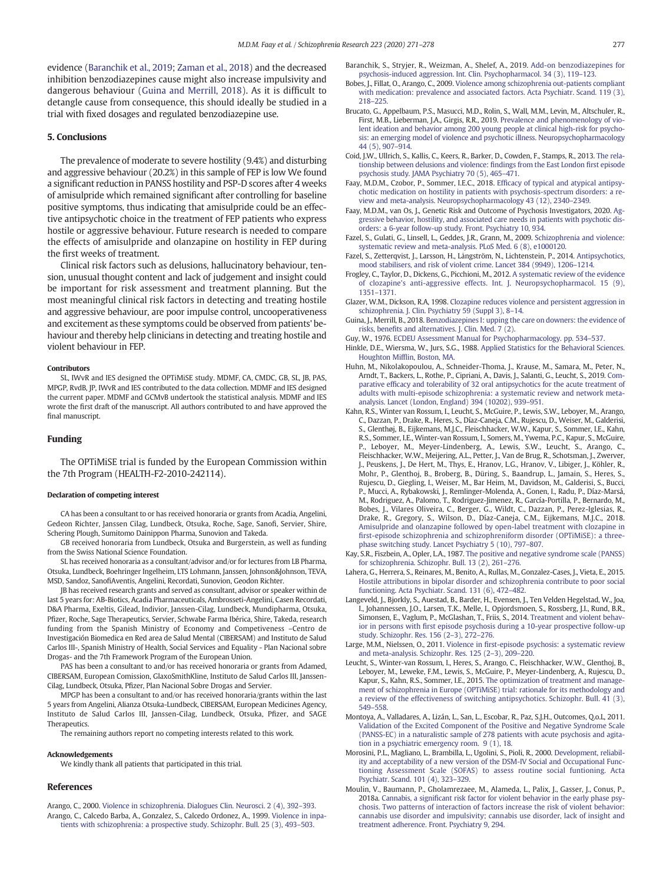evidence (Baranchik et al., 2019; Zaman et al., 2018) and the decreased inhibition benzodiazepines cause might also increase impulsivity and dangerous behaviour (Guina and Merrill, 2018). As it is difficult to detangle cause from consequence, this should ideally be studied in a trial with fixed dosages and regulated benzodiazepine use.

## 5. Conclusions

The prevalence of moderate to severe hostility (9.4%) and disturbing and aggressive behaviour (20.2%) in this sample of FEP is low We found a significant reduction in PANSS hostility and PSP-D scores after 4 weeks of amisulpride which remained significant after controlling for baseline positive symptoms, thus indicating that amisulpride could be an effective antipsychotic choice in the treatment of FEP patients who express hostile or aggressive behaviour. Future research is needed to compare the effects of amisulpride and olanzapine on hostility in FEP during the first weeks of treatment.

Clinical risk factors such as delusions, hallucinatory behaviour, tension, unusual thought content and lack of judgement and insight could be important for risk assessment and treatment planning. But the most meaningful clinical risk factors in detecting and treating hostile and aggressive behaviour, are poor impulse control, uncooperativeness and excitement as these symptoms could be observed from patients' behaviour and thereby help clinicians in detecting and treating hostile and violent behaviour in FEP.

#### Contributors

SL, IWvR and IES designed the OPTiMiSE study. MDMF, CA, CMDC, GB, SL, JB, PAS, MPGP, RvdB, JP, IWvR and IES contributed to the data collection. MDMF and IES designed the current paper. MDMF and GCMvB undertook the statistical analysis. MDMF and IES wrote the first draft of the manuscript. All authors contributed to and have approved the final manuscript.

## Funding

The OPTiMiSE trial is funded by the European Commission within the 7th Program (HEALTH-F2-2010-242114).

#### Declaration of competing interest

CA has been a consultant to or has received honoraria or grants from Acadia, Angelini, Gedeon Richter, Janssen Cilag, Lundbeck, Otsuka, Roche, Sage, Sanofi, Servier, Shire, Schering Plough, Sumitomo Dainippon Pharma, Sunovion and Takeda.

GB received honoraria from Lundbeck, Otsuka and Burgerstein, as well as funding from the Swiss National Science Foundation.

SL has received honoraria as a consultant/advisor and/or for lectures from LB Pharma, Otsuka, Lundbeck, Boehringer Ingelheim, LTS Lohmann, Janssen, Johnson&Johnson, TEVA, MSD, Sandoz, SanofiAventis, Angelini, Recordati, Sunovion, Geodon Richter.

JB has received research grants and served as consultant, advisor or speaker within de last 5 years for: AB-Biotics, Acadia Pharmaceuticals, Ambrosseti-Angelini, Casen Recordati, D&A Pharma, Exeltis, Gilead, Indivior, Janssen-Cilag, Lundbeck, Mundipharma, Otsuka, Pfizer, Roche, Sage Therapeutics, Servier, Schwabe Farma Ibérica, Shire, Takeda, research funding from the Spanish Ministry of Economy and Competiveness –Centro de Investigación Biomedica en Red area de Salud Mental (CIBERSAM) and Instituto de Salud Carlos III-, Spanish Ministry of Health, Social Services and Equality - Plan Nacional sobre Drogas- and the 7th Framework Program of the European Union.

PAS has been a consultant to and/or has received honoraria or grants from Adamed, CIBERSAM, European Comission, GlaxoSmithKline, Instituto de Salud Carlos III, Janssen-Cilag, Lundbeck, Otsuka, Pfizer, Plan Nacional Sobre Drogas and Servier.

MPGP has been a consultant to and/or has received honoraria/grants within the last 5 years from Angelini, Alianza Otsuka-Lundbeck, CIBERSAM, European Medicines Agency, Instituto de Salud Carlos III, Janssen-Cilag, Lundbeck, Otsuka, Pfizer, and SAGE Therapeutics.

The remaining authors report no competing interests related to this work.

#### Acknowledgements

We kindly thank all patients that participated in this trial.

## References

Arango, C., 2000. Violence in schizophrenia. Dialogues Clin. Neurosci. 2 (4), 392–393.

Arango, C., Calcedo Barba, A., Gonzalez, S., Calcedo Ordonez, A., 1999. Violence in inpatients with schizophrenia: a prospective study. Schizophr. Bull. 25 (3), 493–503.

Baranchik, S., Stryjer, R., Weizman, A., Shelef, A., 2019. Add-on benzodiazepines for psychosis-induced aggression. Int. Clin. Psychopharmacol. 34 (3), 119–123.

Bobes, J., Fillat, O., Arango, C., 2009. Violence among schizophrenia out-patients compliant with medication: prevalence and associated factors. Acta Psychiatr. Scand. 119 (3), 218–225.

Brucato, G., Appelbaum, P.S., Masucci, M.D., Rolin, S., Wall, M.M., Levin, M., Altschuler, R., First, M.B., Lieberman, J.A., Girgis, R.R., 2019. Prevalence and phenomenology of violent ideation and behavior among 200 young people at clinical high-risk for psychosis: an emerging model of violence and psychotic illness. Neuropsychopharmacology 44 (5), 907–914.

Coid, J.W., Ullrich, S., Kallis, C., Keers, R., Barker, D., Cowden, F., Stamps, R., 2013. The relationship between delusions and violence: findings from the East London first episode psychosis study. JAMA Psychiatry 70 (5), 465–471.

Faay, M.D.M., Czobor, P., Sommer, I.E.C., 2018. Efficacy of typical and atypical antipsychotic medication on hostility in patients with psychosis-spectrum disorders: a review and meta-analysis. Neuropsychopharmacology 43 (12), 2340–2349.

Faay, M.D.M., van Os, J., Genetic Risk and Outcome of Psychosis Investigators, 2020. Aggressive behavior, hostility, and associated care needs in patients with psychotic disorders: a 6-year follow-up study. Front. Psychiatry 10, 934.

Fazel, S., Gulati, G., Linsell, L., Geddes, J.R., Grann, M., 2009. Schizophrenia and violence: systematic review and meta-analysis. PLoS Med. 6 (8), e1000120.

Fazel, S., Zetterqvist, J., Larsson, H., Långström, N., Lichtenstein, P., 2014. Antipsychotics, mood stabilisers, and risk of violent crime. Lancet 384 (9949), 1206–1214.

Frogley, C., Taylor, D., Dickens, G., Picchioni, M., 2012. A systematic review of the evidence of clozapine's anti-aggressive effects. Int. J. Neuropsychopharmacol. 15 (9), 1351–1371.

Glazer, W.M., Dickson, R.A, 1998. Clozapine reduces violence and persistent aggression in schizophrenia. J. Clin. Psychiatry 59 (Suppl 3), 8–14.

Guina, J., Merrill, B., 2018. Benzodiazepines I: upping the care on downers: the evidence of risks, benefits and alternatives. J. Clin. Med. 7 (2).

Guy, W., 1976. ECDEU Assessment Manual for Psychopharmacology. pp. 534–537.

Hinkle, D.E., Wiersma, W., Jurs, S.G., 1988. Applied Statistics for the Behavioral Sciences. Houghton Mifflin, Boston, MA.

Huhn, M., Nikolakopoulou, A., Schneider-Thoma, J., Krause, M., Samara, M., Peter, N., Arndt, T., Backers, L., Rothe, P., Cipriani, A., Davis, J., Salanti, G., Leucht, S., 2019. Comparative efficacy and tolerability of 32 oral antipsychotics for the acute treatment of adults with multi-episode schizophrenia: a systematic review and network meta-analysis. Lancet (London, England) 394 (10202), 939–951.

Kahn, R.S., Winter van Rossum, I., Leucht, S., McGuire, P., Lewis, S.W., Leboyer, M., Arango, C., Dazzan, P., Drake, R., Heres, S., Díaz-Caneja, C.M., Rujescu, D., Weiser, M., Galderisi, S., Glenthøj, B., Eijkemans, M.J.C., Fleischhacker, W.W., Kapur, S., Sommer, I.E., Kahn, R.S., Sommer, I.E., Winter-van Rossum, I., Somers, M., Ywema, P.C., Kapur, S., McGuire, P., Leboyer, M., Meyer-Lindenberg, A., Lewis, S.W., Leucht, S., Arango, C., Fleischhacker, W.W., Meijering, A.L., Petter, J., Van de Brug, R., Schotsman, J., Zwerver, J., Peuskens, J., De Hert, M., Thys, E., Hranov, L.G., Hranov, V., Libiger, J., Köhler, R., Mohr, P., Glenthoj, B., Broberg, B., Düring, S., Baandrup, L., Jamain, S., Heres, S., Rujescu, D., Giegling, I., Weiser, M., Bar Heim, M., Davidson, M., Galderisi, S., Bucci, P., Mucci, A., Rybakowski, J., Remlinger-Molenda, A., Gonen, I., Radu, P., Díaz-Marsá, M., Rodriguez, A., Palomo, T., Rodriguez-Jimenez, R., García-Portilla, P., Bernardo, M., Bobes, J., Vilares Oliveira, C., Berger, G., Wildt, C., Dazzan, P., Perez-Iglesias, R., Drake, R., Gregory, S., Wilson, D., Díaz-Caneja, C.M., Eijkemans, M.J.C., 2018. Amisulpride and olanzapine followed by open-label treatment with clozapine in first-episode schizophrenia and schizophreniform disorder (OPTiMiSE): a three-phase switching study. Lancet Psychiatry 5 (10), 797–807.

Kay, S.R., Fiszbein, A., Opler, L.A., 1987. The positive and negative syndrome scale (PANSS) for schizophrenia. Schizophr. Bull. 13 (2), 261–276.

Lahera, G., Herrera, S., Reinares, M., Benito, A., Rullas, M., Gonzalez-Cases, J., Vieta, E., 2015. Hostile attributions in bipolar disorder and schizophrenia contribute to poor social functioning. Acta Psychiatr. Scand. 131 (6), 472–482.

Langeveld, J., Bjorkly, S., Auestad, B., Barder, H., Evensen, J., Ten Velden Hegelstad, W., Joa, I., Johannessen, J.O., Larsen, T.K., Melle, I., Opjordsmoen, S., Rossberg, J.I., Rund, B.R., Simonsen, E., Vaglum, P., McGlashan, T., Friis, S., 2014. Treatment and violent behavior in persons with first episode psychosis during a 10-year prospective follow-up study. Schizophr. Res. 156 (2–3), 272–276.

Large, M.M., Nielssen, O., 2011. Violence in first-episode psychosis: a systematic review and meta-analysis. Schizophr. Res. 125 (2–3), 209–220.

Leucht, S., Winter-van Rossum, I., Heres, S., Arango, C., Fleischhacker, W.W., Glenthoj, B., Leboyer, M., Leweke, F.M., Lewis, S., McGuire, P., Meyer-Lindenberg, A., Rujescu, D., Kapur, S., Kahn, R.S., Sommer, I.E., 2015. The optimization of treatment and management of schizophrenia in Europe (OPTiMiSE) trial: rationale for its methodology and a review of the effectiveness of switching antipsychotics. Schizophr. Bull. 41 (3), 549–558.

Montoya, A., Valladares, A., Lizán, L., San, L., Escobar, R., Paz, S.J.H., Outcomes, Q.o.L, 2011. Validation of the Excited Component of the Positive and Negative Syndrome Scale (PANSS-EC) in a naturalistic sample of 278 patients with acute psychosis and agitation in a psychiatric emergency room. 9 (1), 18.

Morosini, P.L., Magliano, L., Brambilla, L., Ugolini, S., Pioli, R., 2000. Development, reliability and acceptability of a new version of the DSM-IV Social and Occupational Functioning Assessment Scale (SOFAS) to assess routine social functioning. Acta Psychiatr. Scand. 101 (4), 323–329.

Moulin, V., Baumann, P., Gholamrezaee, M., Alameda, L., Palix, J., Gasser, J., Conus, P., 2018a. Cannabis, a significant risk factor for violent behavior in the early phase psychosis. Two patterns of interaction of factors increase the risk of violent behavior: cannabis use disorder and impulsivity; cannabis use disorder, lack of insight and treatment adherence. Front. Psychiatry 9, 294.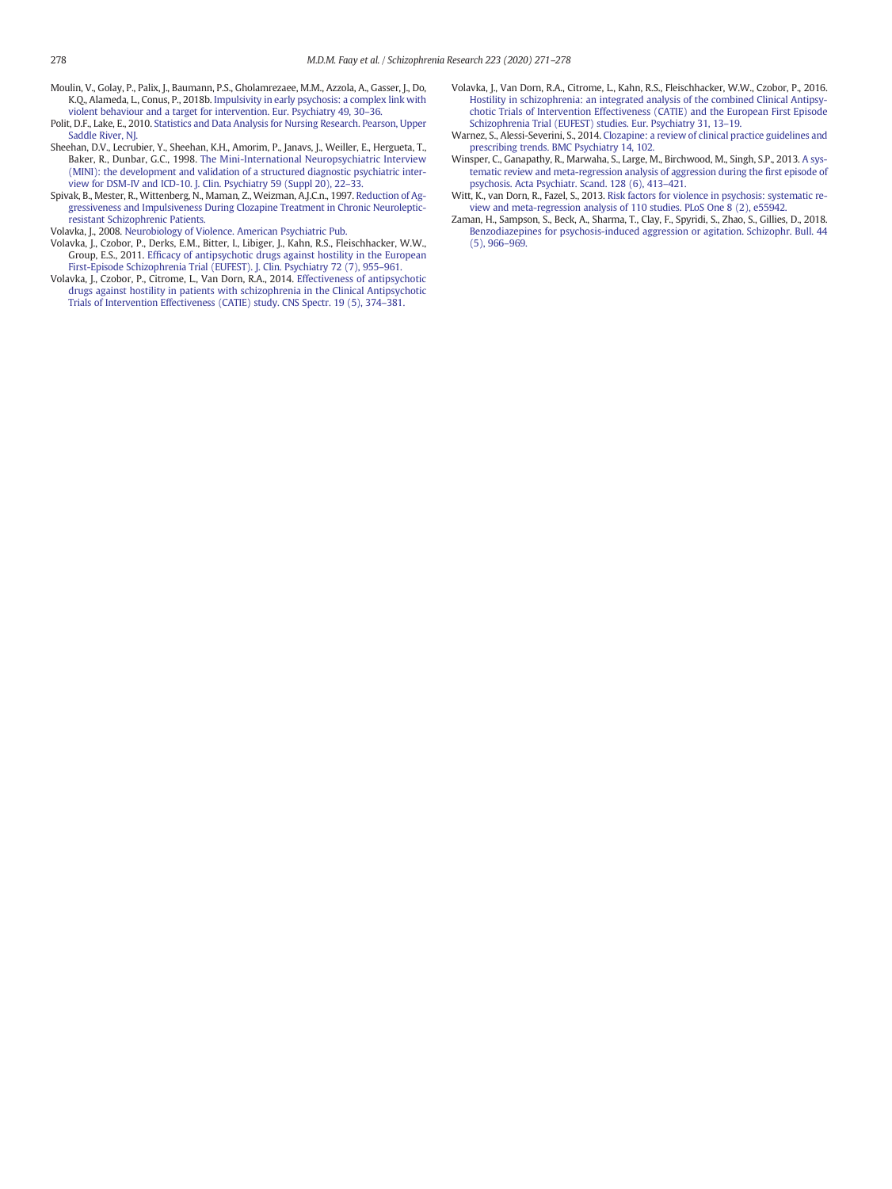Moulin, V., Golay, P., Palix, J., Baumann, P.S., Gholamrezaee, M.M., Azzola, A., Gasser, J., Do, K.Q., Alameda, L., Conus, P., 2018b. Impulsivity in early psychosis: a complex link with violent behaviour and a target for intervention. Eur. Psychiatry 49, 30–36.

Polit, D.F., Lake, E., 2010. Statistics and Data Analysis for Nursing Research. Pearson, Upper Saddle River, NJ.

Sheehan, D.V., Lecrubier, Y., Sheehan, K.H., Amorim, P., Janavs, J., Weiller, E., Hergueta, T., Baker, R., Dunbar, G.C., 1998. The Mini-International Neuropsychiatric Interview (MINI): the development and validation of a structured diagnostic psychiatric interview for DSM-IV and ICD-10. J. Clin. Psychiatry 59 (Suppl 20), 22–33.

Spivak, B., Mester, R., Wittenberg, N., Maman, Z., Weizman, A.J.C.n., 1997. Reduction of Aggressiveness and Impulsiveness During Clozapine Treatment in Chronic Neuroleptic-resistant Schizophrenic Patients.

Volavka, J., 2008. Neurobiology of Violence. American Psychiatric Pub.

Volavka, J., Czobor, P., Derks, E.M., Bitter, I., Libiger, J., Kahn, R.S., Fleischhacker, W.W., Group, E.S., 2011. Efficacy of antipsychotic drugs against hostility in the European First-Episode Schizophrenia Trial (EUFEST). J. Clin. Psychiatry 72 (7), 955–961.

Volavka, J., Czobor, P., Citrome, L., Van Dorn, R.A., 2014. Effectiveness of antipsychotic drugs against hostility in patients with schizophrenia in the Clinical Antipsychotic Trials of Intervention Effectiveness (CATIE) study. CNS Spectr. 19 (5), 374–381.

Volavka, J., Van Dorn, R.A., Citrome, L., Kahn, R.S., Fleischhacker, W.W., Czobor, P., 2016. Hostility in schizophrenia: an integrated analysis of the combined Clinical Antipsychotic Trials of Intervention Effectiveness (CATIE) and the European First Episode Schizophrenia Trial (EUFEST) studies. Eur. Psychiatry 31, 13–19.

Warnez, S., Alessi-Severini, S., 2014. Clozapine: a review of clinical practice guidelines and prescribing trends. BMC Psychiatry 14, 102.

Winsper, C., Ganapathy, R., Marwaha, S., Large, M., Birchwood, M., Singh, S.P., 2013. A systematic review and meta-regression analysis of aggression during the first episode of psychosis. Acta Psychiatr. Scand. 128 (6), 413–421.

Witt, K., van Dorn, R., Fazel, S., 2013. Risk factors for violence in psychosis: systematic review and meta-regression analysis of 110 studies. PLoS One 8 (2), e55942.

Zaman, H., Sampson, S., Beck, A., Sharma, T., Clay, F., Spyridi, S., Zhao, S., Gillies, D., 2018. Benzodiazepines for psychosis-induced aggression or agitation. Schizophr. Bull. 44 (5), 966–969.